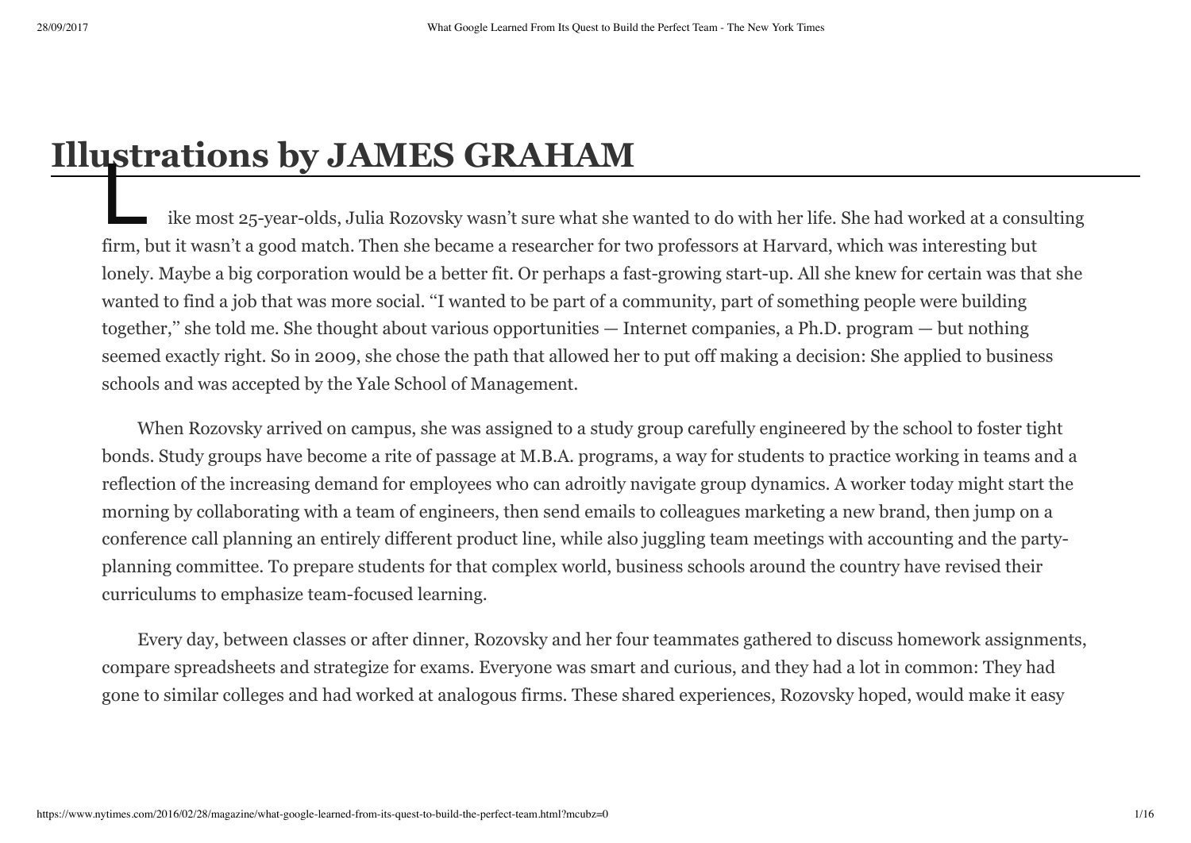# Illustrations by JAMES GRAHAM

Like most 25-year-olds, Julia Rozovsky wasn't sure what she wanted to do with her life. She had worked at a consulting firm, but it wasn't a good match. Then she became a researcher for two professors at Harvard, which was interesting but lonely. Maybe a big corporation would be a better fit. Or perhaps a fast-growing start-up. All she knew for certain was that she wanted to find a job that was more social. "I wanted to be part of a community, part of something people were building together," she told me. She thought about various opportunities — Internet companies, a Ph.D. program — but nothing seemed exactly right. So in 2009, she chose the path that allowed her to put off making a decision: She applied to business schools and was accepted by the Yale School of Management.

When Rozovsky arrived on campus, she was assigned to a study group carefully engineered by the school to foster tight bonds. Study groups have become a rite of passage at M.B.A. programs, a way for students to practice working in teams and a reflection of the increasing demand for employees who can adroitly navigate group dynamics. A worker today might start the morning by collaborating with a team of engineers, then send emails to colleagues marketing a new brand, then jump on a conference call planning an entirely different product line, while also juggling team meetings with accounting and the party-planning committee. To prepare students for that complex world, business schools around the country have revised their curriculums to emphasize team-focused learning.

Every day, between classes or after dinner, Rozovsky and her four teammates gathered to discuss homework assignments, compare spreadsheets and strategize for exams. Everyone was smart and curious, and they had a lot in common: They had gone to similar colleges and had worked at analogous firms. These shared experiences, Rozovsky hoped, would make it easy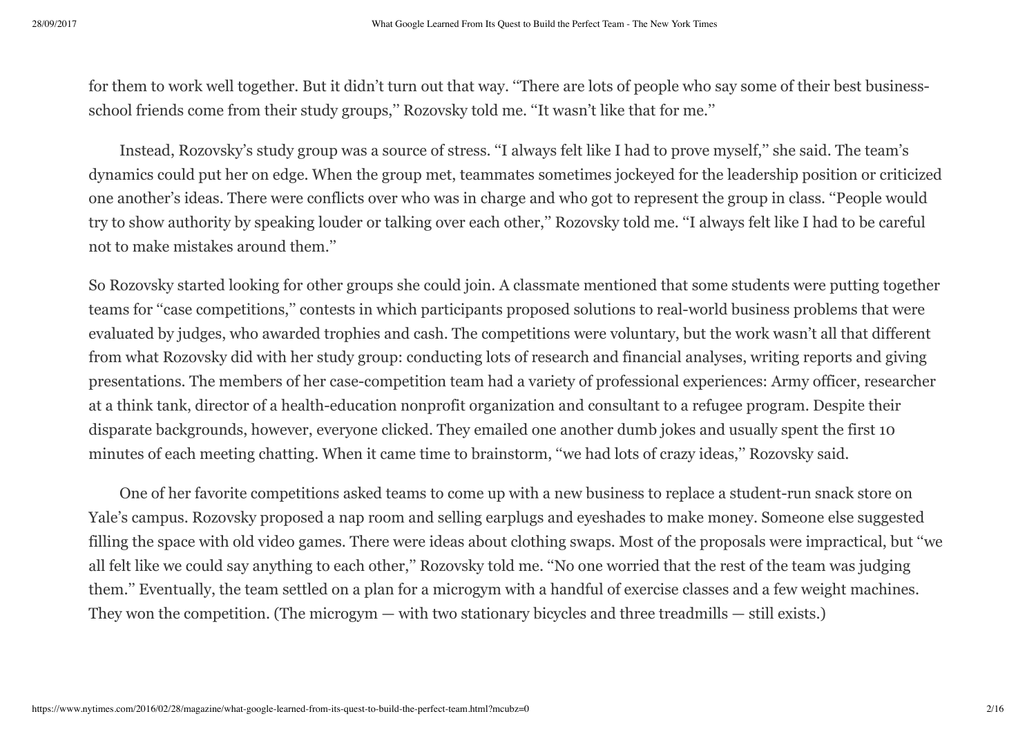for them to work well together. But it didn't turn out that way. "There are lots of people who say some of their best business-school friends come from their study groups," Rozovsky told me. "It wasn't like that for me."

Instead, Rozovsky's study group was a source of stress. "I always felt like I had to prove myself," she said. The team's dynamics could put her on edge. When the group met, teammates sometimes jockeyed for the leadership position or criticized one another's ideas. There were conflicts over who was in charge and who got to represent the group in class. "People would try to show authority by speaking louder or talking over each other," Rozovsky told me. "I always felt like I had to be careful not to make mistakes around them."

So Rozovsky started looking for other groups she could join. A classmate mentioned that some students were putting together teams for "case competitions," contests in which participants proposed solutions to real-world business problems that were evaluated by judges, who awarded trophies and cash. The competitions were voluntary, but the work wasn't all that different from what Rozovsky did with her study group: conducting lots of research and financial analyses, writing reports and giving presentations. The members of her case-competition team had a variety of professional experiences: Army officer, researcher at a think tank, director of a health-education nonprofit organization and consultant to a refugee program. Despite their disparate backgrounds, however, everyone clicked. They emailed one another dumb jokes and usually spent the first 10 minutes of each meeting chatting. When it came time to brainstorm, "we had lots of crazy ideas," Rozovsky said.

One of her favorite competitions asked teams to come up with a new business to replace a student-run snack store on Yale's campus. Rozovsky proposed a nap room and selling earplugs and eyeshades to make money. Someone else suggested filling the space with old video games. There were ideas about clothing swaps. Most of the proposals were impractical, but "we all felt like we could say anything to each other," Rozovsky told me. "No one worried that the rest of the team was judging them." Eventually, the team settled on a plan for a microgym with a handful of exercise classes and a few weight machines. They won the competition. (The microgym — with two stationary bicycles and three treadmills — still exists.)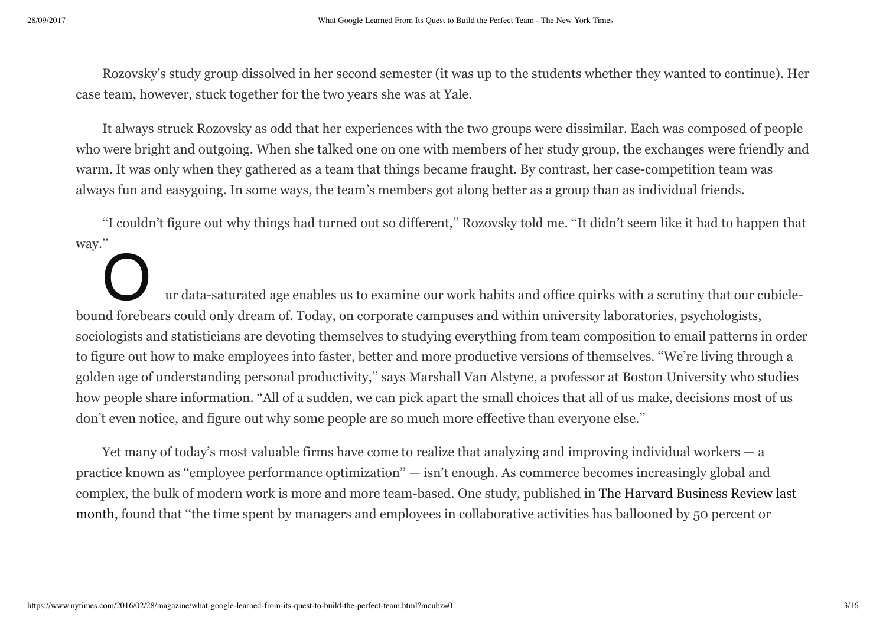Rozovsky's study group dissolved in her second semester (it was up to the students whether they wanted to continue). Her case team, however, stuck together for the two years she was at Yale.

It always struck Rozovsky as odd that her experiences with the two groups were dissimilar. Each was composed of people who were bright and outgoing. When she talked one on one with members of her study group, the exchanges were friendly and warm. It was only when they gathered as a team that things became fraught. By contrast, her case-competition team was always fun and easygoing. In some ways, the team's members got along better as a group than as individual friends.

"I couldn't figure out why things had turned out so different," Rozovsky told me. "It didn't seem like it had to happen that way."

Our data-saturated age enables us to examine our work habits and office quirks with a scrutiny that our cubicle-bound forebears could only dream of. Today, on corporate campuses and within university laboratories, psychologists, sociologists and statisticians are devoting themselves to studying everything from team composition to email patterns in order to figure out how to make employees into faster, better and more productive versions of themselves. "We're living through a golden age of understanding personal productivity," says Marshall Van Alstyne, a professor at Boston University who studies how people share information. "All of a sudden, we can pick apart the small choices that all of us make, decisions most of us don't even notice, and figure out why some people are so much more effective than everyone else."

Yet many of today's most valuable firms have come to realize that analyzing and improving individual workers — a practice known as "employee performance optimization" — isn't enough. As commerce becomes increasingly global and complex, the bulk of modern work is more and more team-based. One study, published in The Harvard Business Review last month, found that "the time spent by managers and employees in collaborative activities has ballooned by 50 percent or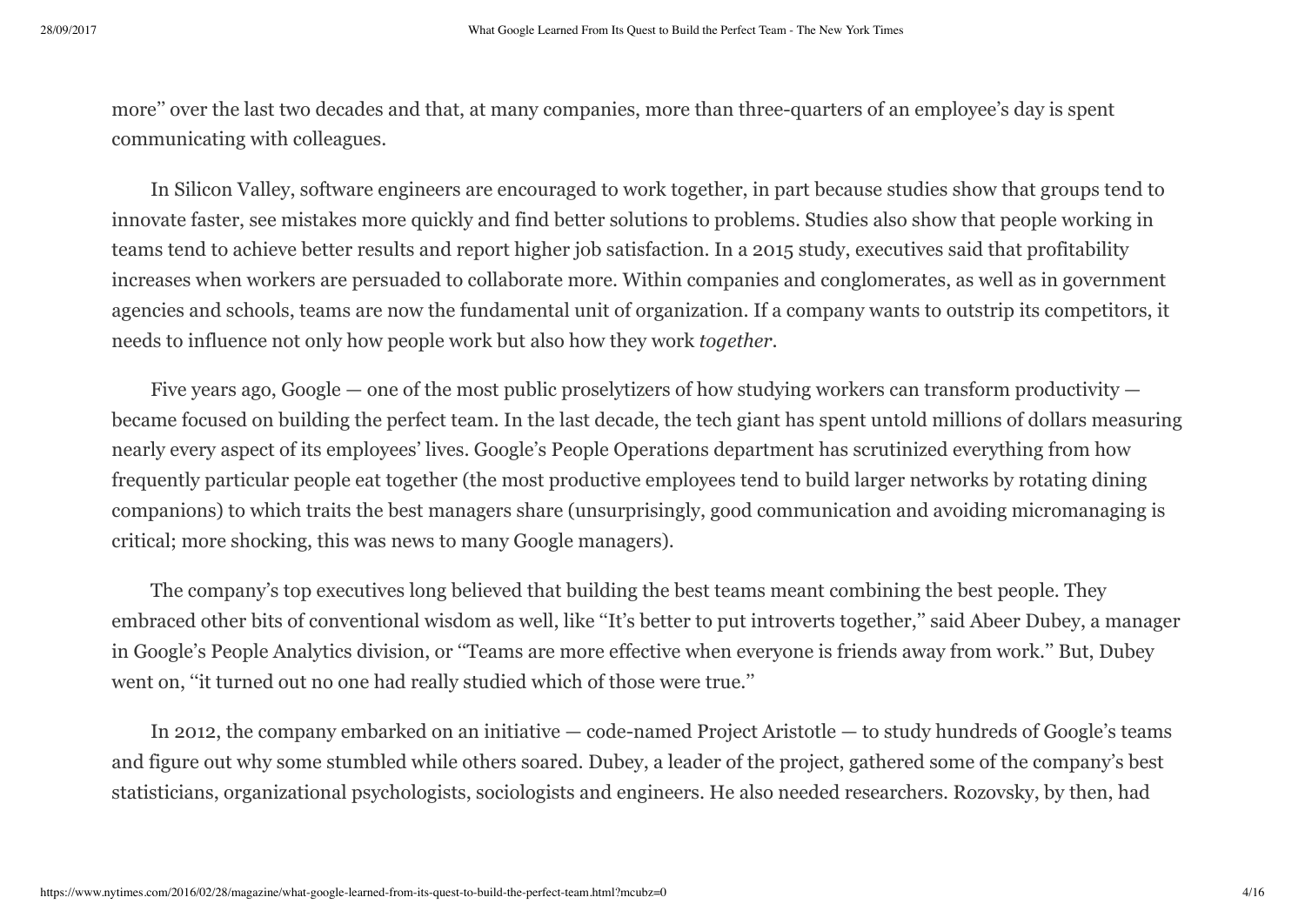more" over the last two decades and that, at many companies, more than three-quarters of an employee's day is spent communicating with colleagues.

In Silicon Valley, software engineers are encouraged to work together, in part because studies show that groups tend to innovate faster, see mistakes more quickly and find better solutions to problems. Studies also show that people working in teams tend to achieve better results and report higher job satisfaction. In a 2015 study, executives said that profitability increases when workers are persuaded to collaborate more. Within companies and conglomerates, as well as in government agencies and schools, teams are now the fundamental unit of organization. If a company wants to outstrip its competitors, it needs to influence not only how people work but also how they work *together*.

Five years ago, Google — one of the most public proselytizers of how studying workers can transform productivity — became focused on building the perfect team. In the last decade, the tech giant has spent untold millions of dollars measuring nearly every aspect of its employees' lives. Google's People Operations department has scrutinized everything from how frequently particular people eat together (the most productive employees tend to build larger networks by rotating dining companions) to which traits the best managers share (unsurprisingly, good communication and avoiding micromanaging is critical; more shocking, this was news to many Google managers).

The company's top executives long believed that building the best teams meant combining the best people. They embraced other bits of conventional wisdom as well, like "It's better to put introverts together," said Abeer Dubey, a manager in Google's People Analytics division, or "Teams are more effective when everyone is friends away from work." But, Dubey went on, "it turned out no one had really studied which of those were true."

In 2012, the company embarked on an initiative — code-named Project Aristotle — to study hundreds of Google's teams and figure out why some stumbled while others soared. Dubey, a leader of the project, gathered some of the company's best statisticians, organizational psychologists, sociologists and engineers. He also needed researchers. Rozovsky, by then, had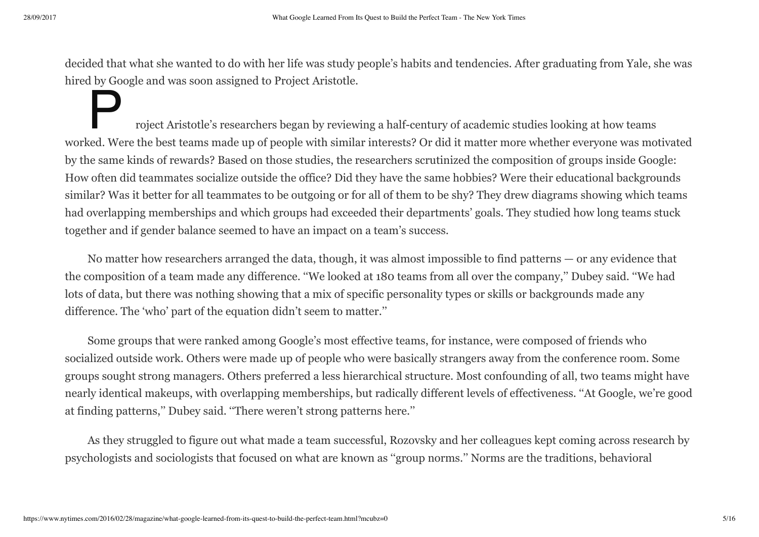decided that what she wanted to do with her life was study people's habits and tendencies. After graduating from Yale, she was hired by Google and was soon assigned to Project Aristotle.

Project Aristotle's researchers began by reviewing a half-century of academic studies looking at how teams worked. Were the best teams made up of people with similar interests? Or did it matter more whether everyone was motivated by the same kinds of rewards? Based on those studies, the researchers scrutinized the composition of groups inside Google: How often did teammates socialize outside the office? Did they have the same hobbies? Were their educational backgrounds similar? Was it better for all teammates to be outgoing or for all of them to be shy? They drew diagrams showing which teams had overlapping memberships and which groups had exceeded their departments' goals. They studied how long teams stuck together and if gender balance seemed to have an impact on a team's success.

No matter how researchers arranged the data, though, it was almost impossible to find patterns — or any evidence that the composition of a team made any difference. "We looked at 180 teams from all over the company," Dubey said. "We had lots of data, but there was nothing showing that a mix of specific personality types or skills or backgrounds made any difference. The 'who' part of the equation didn't seem to matter."

Some groups that were ranked among Google's most effective teams, for instance, were composed of friends who socialized outside work. Others were made up of people who were basically strangers away from the conference room. Some groups sought strong managers. Others preferred a less hierarchical structure. Most confounding of all, two teams might have nearly identical makeups, with overlapping memberships, but radically different levels of effectiveness. "At Google, we're good at finding patterns," Dubey said. "There weren't strong patterns here."

As they struggled to figure out what made a team successful, Rozovsky and her colleagues kept coming across research by psychologists and sociologists that focused on what are known as "group norms." Norms are the traditions, behavioral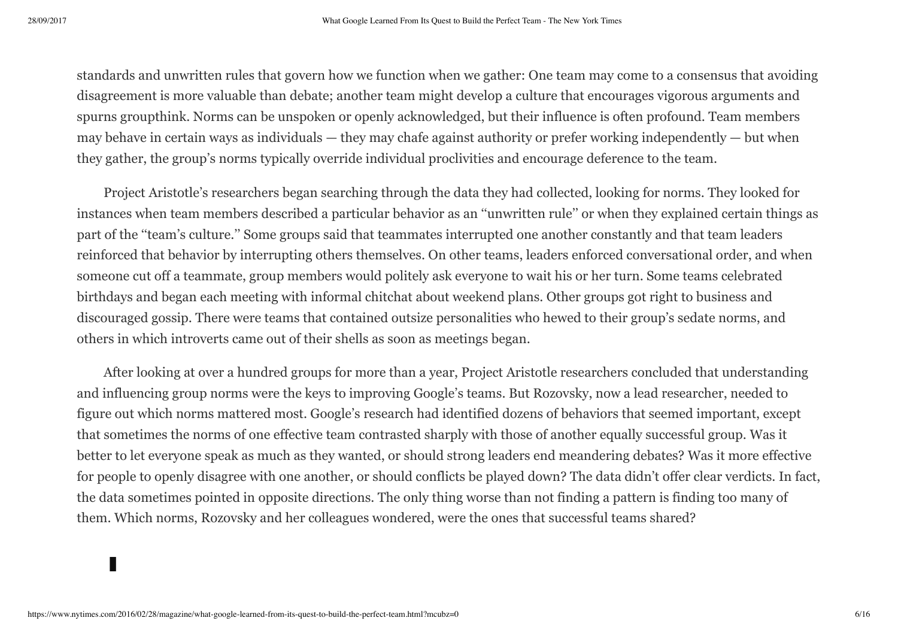standards and unwritten rules that govern how we function when we gather: One team may come to a consensus that avoiding disagreement is more valuable than debate; another team might develop a culture that encourages vigorous arguments and spurns groupthink. Norms can be unspoken or openly acknowledged, but their influence is often profound. Team members may behave in certain ways as individuals — they may chafe against authority or prefer working independently — but when they gather, the group's norms typically override individual proclivities and encourage deference to the team.

Project Aristotle's researchers began searching through the data they had collected, looking for norms. They looked for instances when team members described a particular behavior as an "unwritten rule" or when they explained certain things as part of the "team's culture." Some groups said that teammates interrupted one another constantly and that team leaders reinforced that behavior by interrupting others themselves. On other teams, leaders enforced conversational order, and when someone cut off a teammate, group members would politely ask everyone to wait his or her turn. Some teams celebrated birthdays and began each meeting with informal chitchat about weekend plans. Other groups got right to business and discouraged gossip. There were teams that contained outsize personalities who hewed to their group's sedate norms, and others in which introverts came out of their shells as soon as meetings began.

After looking at over a hundred groups for more than a year, Project Aristotle researchers concluded that understanding and influencing group norms were the keys to improving Google's teams. But Rozovsky, now a lead researcher, needed to figure out which norms mattered most. Google's research had identified dozens of behaviors that seemed important, except that sometimes the norms of one effective team contrasted sharply with those of another equally successful group. Was it better to let everyone speak as much as they wanted, or should strong leaders end meandering debates? Was it more effective for people to openly disagree with one another, or should conflicts be played down? The data didn't offer clear verdicts. In fact, the data sometimes pointed in opposite directions. The only thing worse than not finding a pattern is finding too many of them. Which norms, Rozovsky and her colleagues wondered, were the ones that successful teams shared?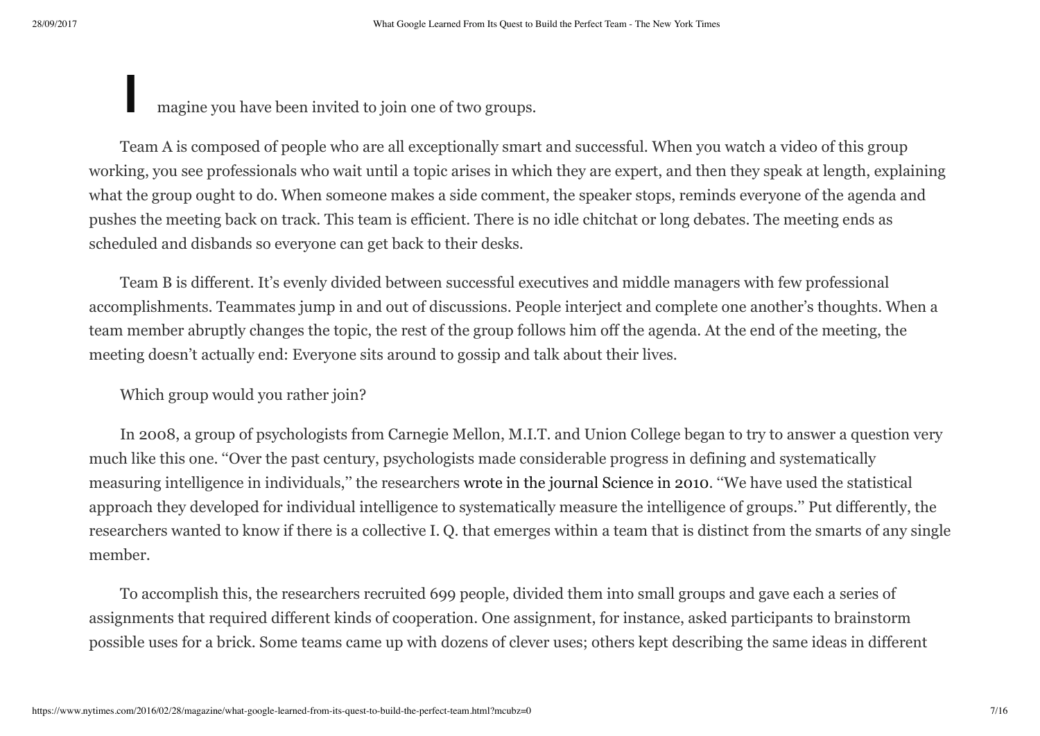Imagine you have been invited to join one of two groups.

Team A is composed of people who are all exceptionally smart and successful. When you watch a video of this group working, you see professionals who wait until a topic arises in which they are expert, and then they speak at length, explaining what the group ought to do. When someone makes a side comment, the speaker stops, reminds everyone of the agenda and pushes the meeting back on track. This team is efficient. There is no idle chitchat or long debates. The meeting ends as scheduled and disbands so everyone can get back to their desks.

Team B is different. It's evenly divided between successful executives and middle managers with few professional accomplishments. Teammates jump in and out of discussions. People interject and complete one another's thoughts. When a team member abruptly changes the topic, the rest of the group follows him off the agenda. At the end of the meeting, the meeting doesn't actually end: Everyone sits around to gossip and talk about their lives.

Which group would you rather join?

In 2008, a group of psychologists from Carnegie Mellon, M.I.T. and Union College began to try to answer a question very much like this one. "Over the past century, psychologists made considerable progress in defining and systematically measuring intelligence in individuals," the researchers wrote in the journal Science in 2010. "We have used the statistical approach they developed for individual intelligence to systematically measure the intelligence of groups." Put differently, the researchers wanted to know if there is a collective I. Q. that emerges within a team that is distinct from the smarts of any single member.

To accomplish this, the researchers recruited 699 people, divided them into small groups and gave each a series of assignments that required different kinds of cooperation. One assignment, for instance, asked participants to brainstorm possible uses for a brick. Some teams came up with dozens of clever uses; others kept describing the same ideas in different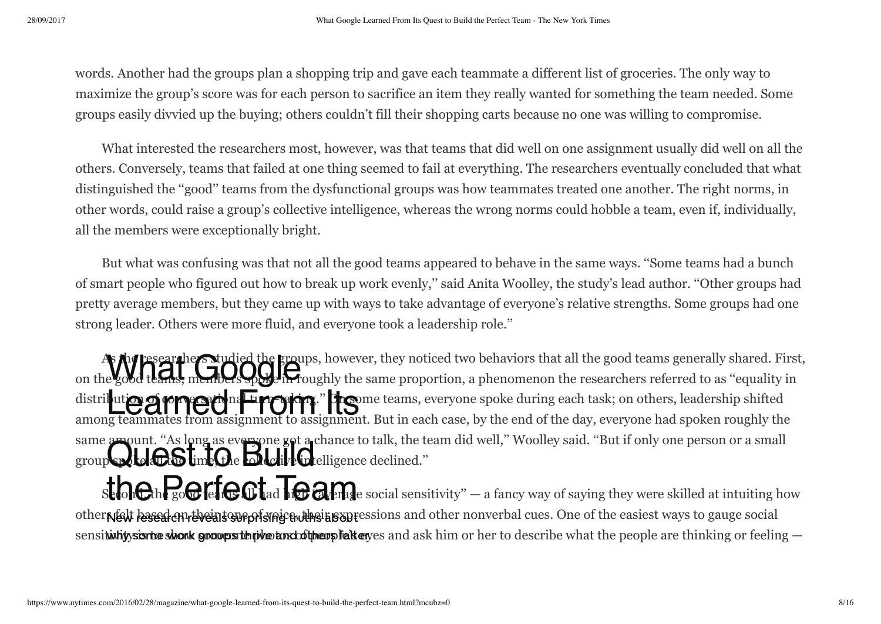words. Another had the groups plan a shopping trip and gave each teammate a different list of groceries. The only way to maximize the group's score was for each person to sacrifice an item they really wanted for something the team needed. Some groups easily divvied up the buying; others couldn't fill their shopping carts because no one was willing to compromise.

What interested the researchers most, however, was that teams that did well on one assignment usually did well on all the others. Conversely, teams that failed at one thing seemed to fail at everything. The researchers eventually concluded that what distinguished the "good" teams from the dysfunctional groups was how teammates treated one another. The right norms, in other words, could raise a group's collective intelligence, whereas the wrong norms could hobble a team, even if, individually, all the members were exceptionally bright.

But what was confusing was that not all the good teams appeared to behave in the same ways. "Some teams had a bunch of smart people who figured out how to break up work evenly," said Anita Woolley, the study's lead author. "Other groups had pretty average members, but they came up with ways to take advantage of everyone's relative strengths. Some groups had one strong leader. Others were more fluid, and everyone took a leadership role."

# What Google Learned From Its Quest to Build the Perfect Team

New research reveals surprising truths about why some work groups thrive and others falter

As the researchers studied the groups, however, they noticed two behaviors that all the good teams generally shared. First, on the good teams, members spoke in roughly the same proportion, a phenomenon the researchers referred to as "equality in distribution of conversational turn-taking." On some teams, everyone spoke during each task; on others, leadership shifted among teammates from assignment to assignment. But in each case, by the end of the day, everyone had spoken roughly the same amount. "As long as everyone got a chance to talk, the team did well," Woolley said. "But if only one person or a small group spoke all the time, the collective intelligence declined."

Second, the good teams all had high "average social sensitivity" — a fancy way of saying they were skilled at intuiting how others felt based on their tone of voice, their expressions and other nonverbal cues. One of the easiest ways to gauge social sensitivity is to show someone photos of people's eyes and ask him or her to describe what the people are thinking or feeling —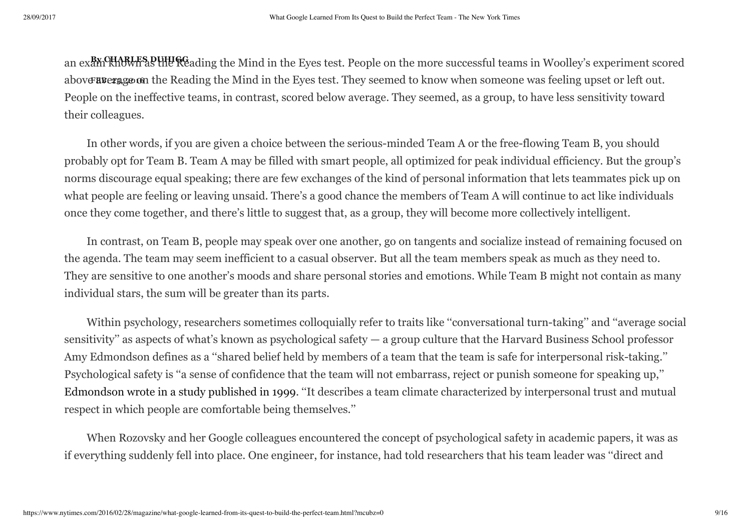an exam known as the Reading the Mind in the Eyes test. People on the more successful teams in Woolley's experiment scored above average on the Reading the Mind in the Eyes test. They seemed to know when someone was feeling upset or left out. People on the ineffective teams, in contrast, scored below average. They seemed, as a group, to have less sensitivity toward their colleagues.

In other words, if you are given a choice between the serious-minded Team A or the free-flowing Team B, you should probably opt for Team B. Team A may be filled with smart people, all optimized for peak individual efficiency. But the group's norms discourage equal speaking; there are few exchanges of the kind of personal information that lets teammates pick up on what people are feeling or leaving unsaid. There's a good chance the members of Team A will continue to act like individuals once they come together, and there's little to suggest that, as a group, they will become more collectively intelligent.

In contrast, on Team B, people may speak over one another, go on tangents and socialize instead of remaining focused on the agenda. The team may seem inefficient to a casual observer. But all the team members speak as much as they need to. They are sensitive to one another's moods and share personal stories and emotions. While Team B might not contain as many individual stars, the sum will be greater than its parts.

Within psychology, researchers sometimes colloquially refer to traits like "conversational turn-taking" and "average social sensitivity" as aspects of what's known as psychological safety — a group culture that the Harvard Business School professor Amy Edmondson defines as a "shared belief held by members of a team that the team is safe for interpersonal risk-taking." Psychological safety is "a sense of confidence that the team will not embarrass, reject or punish someone for speaking up," Edmondson wrote in a study published in 1999. "It describes a team climate characterized by interpersonal trust and mutual respect in which people are comfortable being themselves."

When Rozovsky and her Google colleagues encountered the concept of psychological safety in academic papers, it was as if everything suddenly fell into place. One engineer, for instance, had told researchers that his team leader was "direct and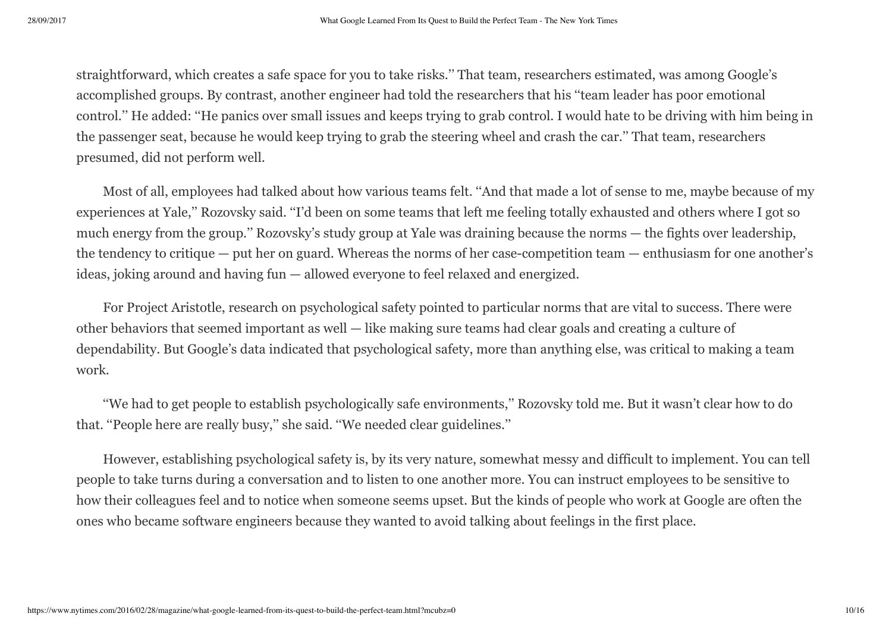straightforward, which creates a safe space for you to take risks.'' That team, researchers estimated, was among Google's accomplished groups. By contrast, another engineer had told the researchers that his ''team leader has poor emotional control.'' He added: ''He panics over small issues and keeps trying to grab control. I would hate to be driving with him being in the passenger seat, because he would keep trying to grab the steering wheel and crash the car.'' That team, researchers presumed, did not perform well.

Most of all, employees had talked about how various teams felt. ''And that made a lot of sense to me, maybe because of my experiences at Yale,'' Rozovsky said. ''I'd been on some teams that left me feeling totally exhausted and others where I got so much energy from the group.'' Rozovsky's study group at Yale was draining because the norms — the fights over leadership, the tendency to critique — put her on guard. Whereas the norms of her case-competition team — enthusiasm for one another's ideas, joking around and having fun — allowed everyone to feel relaxed and energized.

For Project Aristotle, research on psychological safety pointed to particular norms that are vital to success. There were other behaviors that seemed important as well — like making sure teams had clear goals and creating a culture of dependability. But Google's data indicated that psychological safety, more than anything else, was critical to making a team work.

''We had to get people to establish psychologically safe environments,'' Rozovsky told me. But it wasn't clear how to do that. ''People here are really busy,'' she said. ''We needed clear guidelines.''

However, establishing psychological safety is, by its very nature, somewhat messy and difficult to implement. You can tell people to take turns during a conversation and to listen to one another more. You can instruct employees to be sensitive to how their colleagues feel and to notice when someone seems upset. But the kinds of people who work at Google are often the ones who became software engineers because they wanted to avoid talking about feelings in the first place.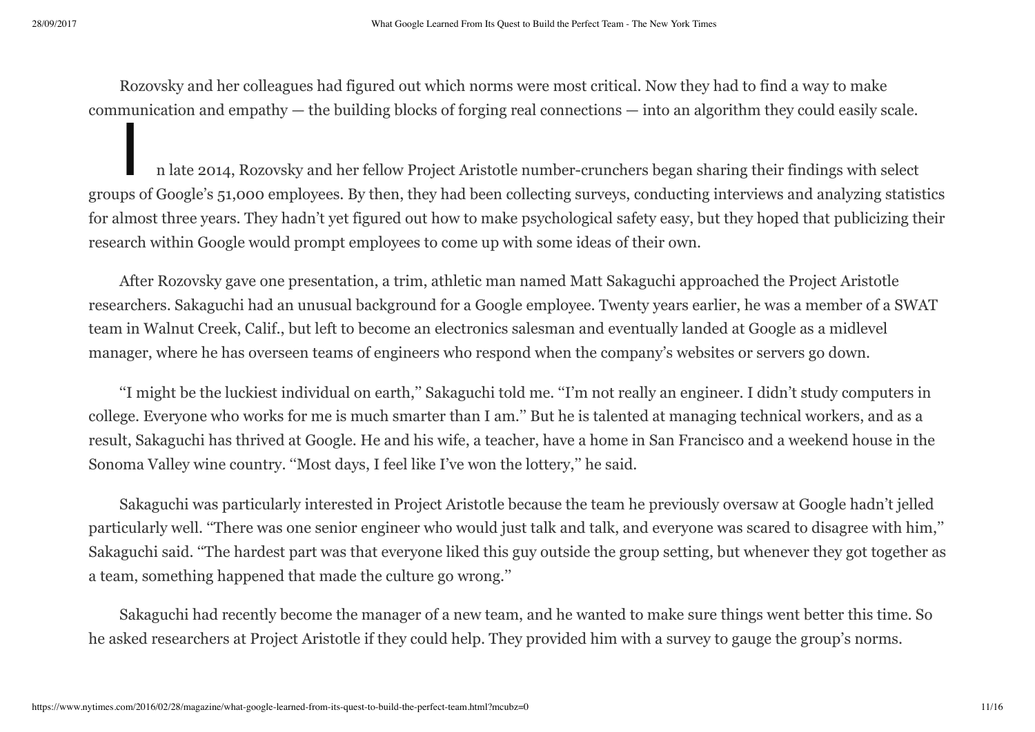Rozovsky and her colleagues had figured out which norms were most critical. Now they had to find a way to make communication and empathy — the building blocks of forging real connections — into an algorithm they could easily scale.

In late 2014, Rozovsky and her fellow Project Aristotle number-crunchers began sharing their findings with select groups of Google's 51,000 employees. By then, they had been collecting surveys, conducting interviews and analyzing statistics for almost three years. They hadn't yet figured out how to make psychological safety easy, but they hoped that publicizing their research within Google would prompt employees to come up with some ideas of their own.

After Rozovsky gave one presentation, a trim, athletic man named Matt Sakaguchi approached the Project Aristotle researchers. Sakaguchi had an unusual background for a Google employee. Twenty years earlier, he was a member of a SWAT team in Walnut Creek, Calif., but left to become an electronics salesman and eventually landed at Google as a midlevel manager, where he has overseen teams of engineers who respond when the company's websites or servers go down.

''I might be the luckiest individual on earth,'' Sakaguchi told me. ''I'm not really an engineer. I didn't study computers in college. Everyone who works for me is much smarter than I am.'' But he is talented at managing technical workers, and as a result, Sakaguchi has thrived at Google. He and his wife, a teacher, have a home in San Francisco and a weekend house in the Sonoma Valley wine country. ''Most days, I feel like I've won the lottery,'' he said.

Sakaguchi was particularly interested in Project Aristotle because the team he previously oversaw at Google hadn't jelled particularly well. ''There was one senior engineer who would just talk and talk, and everyone was scared to disagree with him,'' Sakaguchi said. ''The hardest part was that everyone liked this guy outside the group setting, but whenever they got together as a team, something happened that made the culture go wrong.''

Sakaguchi had recently become the manager of a new team, and he wanted to make sure things went better this time. So he asked researchers at Project Aristotle if they could help. They provided him with a survey to gauge the group's norms.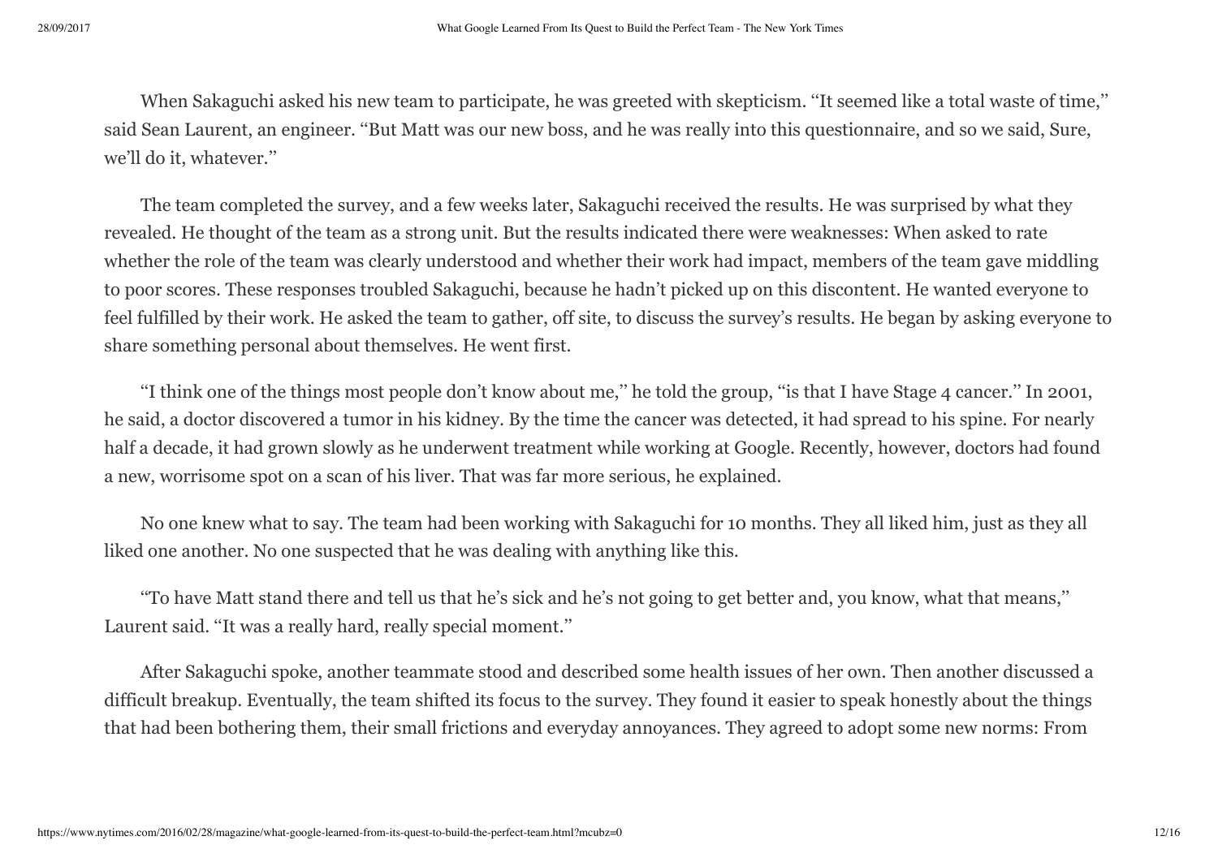When Sakaguchi asked his new team to participate, he was greeted with skepticism. "It seemed like a total waste of time," said Sean Laurent, an engineer. "But Matt was our new boss, and he was really into this questionnaire, and so we said, Sure, we'll do it, whatever."

The team completed the survey, and a few weeks later, Sakaguchi received the results. He was surprised by what they revealed. He thought of the team as a strong unit. But the results indicated there were weaknesses: When asked to rate whether the role of the team was clearly understood and whether their work had impact, members of the team gave middling to poor scores. These responses troubled Sakaguchi, because he hadn't picked up on this discontent. He wanted everyone to feel fulfilled by their work. He asked the team to gather, off site, to discuss the survey's results. He began by asking everyone to share something personal about themselves. He went first.

"I think one of the things most people don't know about me," he told the group, "is that I have Stage 4 cancer." In 2001, he said, a doctor discovered a tumor in his kidney. By the time the cancer was detected, it had spread to his spine. For nearly half a decade, it had grown slowly as he underwent treatment while working at Google. Recently, however, doctors had found a new, worrisome spot on a scan of his liver. That was far more serious, he explained.

No one knew what to say. The team had been working with Sakaguchi for 10 months. They all liked him, just as they all liked one another. No one suspected that he was dealing with anything like this.

"To have Matt stand there and tell us that he's sick and he's not going to get better and, you know, what that means," Laurent said. "It was a really hard, really special moment."

After Sakaguchi spoke, another teammate stood and described some health issues of her own. Then another discussed a difficult breakup. Eventually, the team shifted its focus to the survey. They found it easier to speak honestly about the things that had been bothering them, their small frictions and everyday annoyances. They agreed to adopt some new norms: From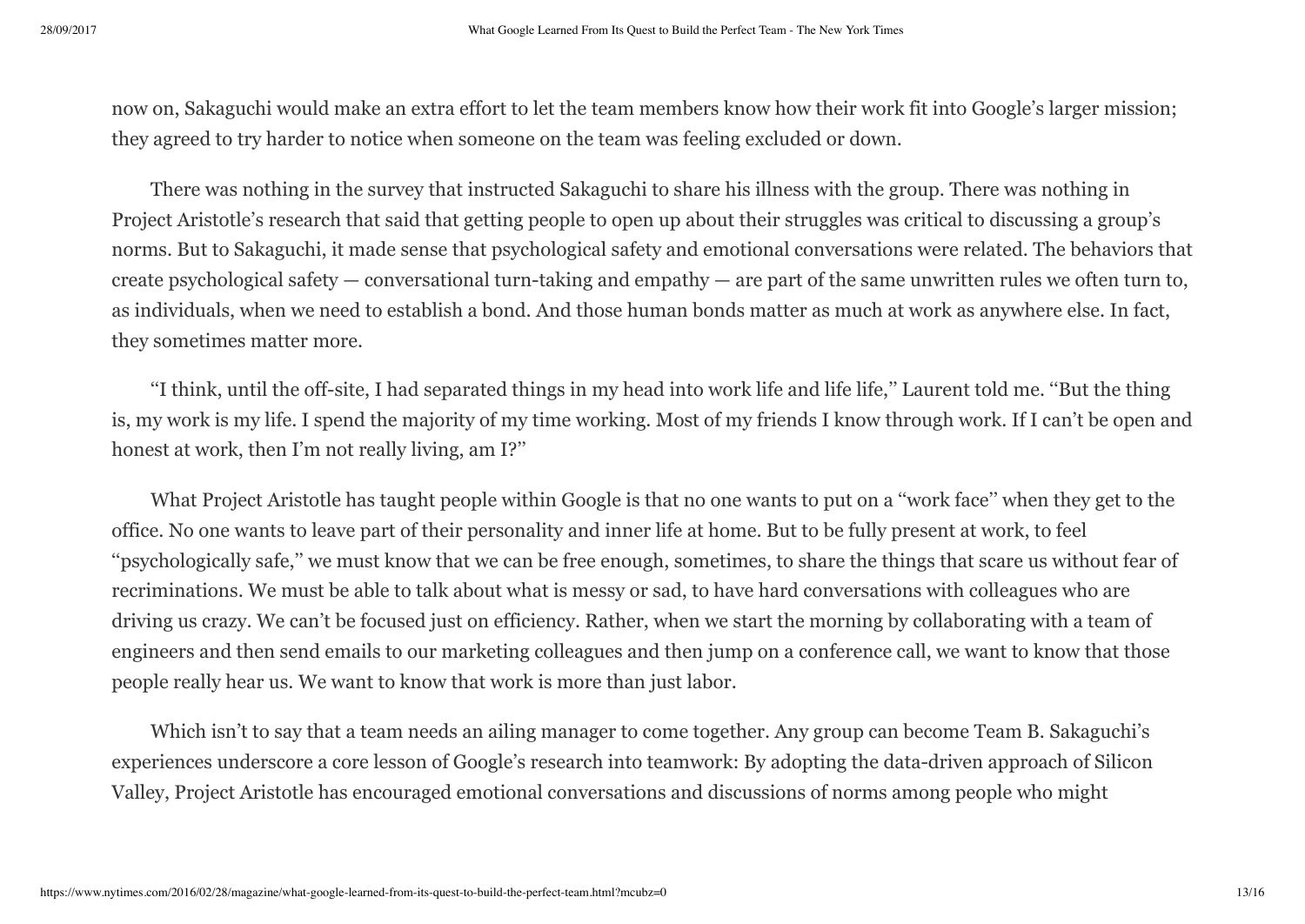now on, Sakaguchi would make an extra effort to let the team members know how their work fit into Google's larger mission; they agreed to try harder to notice when someone on the team was feeling excluded or down.

There was nothing in the survey that instructed Sakaguchi to share his illness with the group. There was nothing in Project Aristotle's research that said that getting people to open up about their struggles was critical to discussing a group's norms. But to Sakaguchi, it made sense that psychological safety and emotional conversations were related. The behaviors that create psychological safety — conversational turn-taking and empathy — are part of the same unwritten rules we often turn to, as individuals, when we need to establish a bond. And those human bonds matter as much at work as anywhere else. In fact, they sometimes matter more.

''I think, until the off-site, I had separated things in my head into work life and life life,'' Laurent told me. ''But the thing is, my work is my life. I spend the majority of my time working. Most of my friends I know through work. If I can't be open and honest at work, then I'm not really living, am I?''

What Project Aristotle has taught people within Google is that no one wants to put on a ''work face'' when they get to the office. No one wants to leave part of their personality and inner life at home. But to be fully present at work, to feel ''psychologically safe,'' we must know that we can be free enough, sometimes, to share the things that scare us without fear of recriminations. We must be able to talk about what is messy or sad, to have hard conversations with colleagues who are driving us crazy. We can't be focused just on efficiency. Rather, when we start the morning by collaborating with a team of engineers and then send emails to our marketing colleagues and then jump on a conference call, we want to know that those people really hear us. We want to know that work is more than just labor.

Which isn't to say that a team needs an ailing manager to come together. Any group can become Team B. Sakaguchi's experiences underscore a core lesson of Google's research into teamwork: By adopting the data-driven approach of Silicon Valley, Project Aristotle has encouraged emotional conversations and discussions of norms among people who might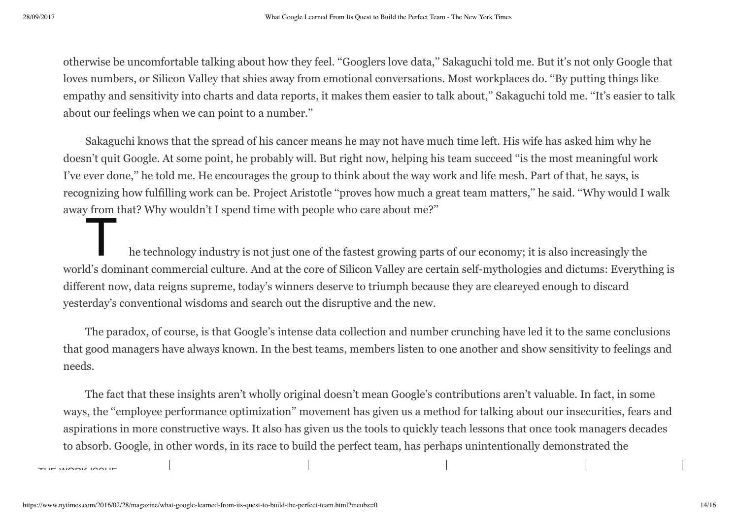otherwise be uncomfortable talking about how they feel. "Googlers love data," Sakaguchi told me. But it's not only Google that loves numbers, or Silicon Valley that shies away from emotional conversations. Most workplaces do. "By putting things like empathy and sensitivity into charts and data reports, it makes them easier to talk about," Sakaguchi told me. "It's easier to talk about our feelings when we can point to a number."

Sakaguchi knows that the spread of his cancer means he may not have much time left. His wife has asked him why he doesn't quit Google. At some point, he probably will. But right now, helping his team succeed "is the most meaningful work I've ever done," he told me. He encourages the group to think about the way work and life mesh. Part of that, he says, is recognizing how fulfilling work can be. Project Aristotle "proves how much a great team matters," he said. "Why would I walk away from that? Why wouldn't I spend time with people who care about me?"

The technology industry is not just one of the fastest growing parts of our economy; it is also increasingly the world's dominant commercial culture. And at the core of Silicon Valley are certain self-mythologies and dictums: Everything is different now, data reigns supreme, today's winners deserve to triumph because they are cleareyed enough to discard yesterday's conventional wisdoms and search out the disruptive and the new.

The paradox, of course, is that Google's intense data collection and number crunching have led it to the same conclusions that good managers have always known. In the best teams, members listen to one another and show sensitivity to feelings and needs.

The fact that these insights aren't wholly original doesn't mean Google's contributions aren't valuable. In fact, in some ways, the "employee performance optimization" movement has given us a method for talking about our insecurities, fears and aspirations in more constructive ways. It also has given us the tools to quickly teach lessons that once took managers decades to absorb. Google, in other words, in its race to build the perfect team, has perhaps unintentionally demonstrated the

THE WORK ISSUE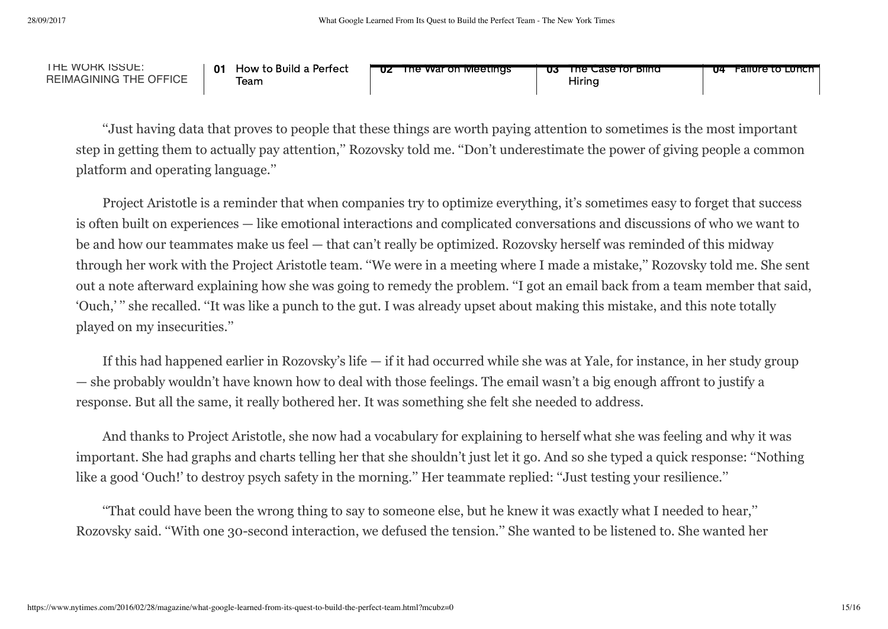"Just having data that proves to people that these things are worth paying attention to sometimes is the most important step in getting them to actually pay attention," Rozovsky told me. "Don't underestimate the power of giving people a common platform and operating language."

Project Aristotle is a reminder that when companies try to optimize everything, it's sometimes easy to forget that success is often built on experiences — like emotional interactions and complicated conversations and discussions of who we want to be and how our teammates make us feel — that can't really be optimized. Rozovsky herself was reminded of this midway through her work with the Project Aristotle team. "We were in a meeting where I made a mistake," Rozovsky told me. She sent out a note afterward explaining how she was going to remedy the problem. "I got an email back from a team member that said, 'Ouch,' " she recalled. "It was like a punch to the gut. I was already upset about making this mistake, and this note totally played on my insecurities."

If this had happened earlier in Rozovsky's life — if it had occurred while she was at Yale, for instance, in her study group — she probably wouldn't have known how to deal with those feelings. The email wasn't a big enough affront to justify a response. But all the same, it really bothered her. It was something she felt she needed to address.

And thanks to Project Aristotle, she now had a vocabulary for explaining to herself what she was feeling and why it was important. She had graphs and charts telling her that she shouldn't just let it go. And so she typed a quick response: "Nothing like a good 'Ouch!' to destroy psych safety in the morning." Her teammate replied: "Just testing your resilience."

"That could have been the wrong thing to say to someone else, but he knew it was exactly what I needed to hear," Rozovsky said. "With one 30-second interaction, we defused the tension." She wanted to be listened to. She wanted her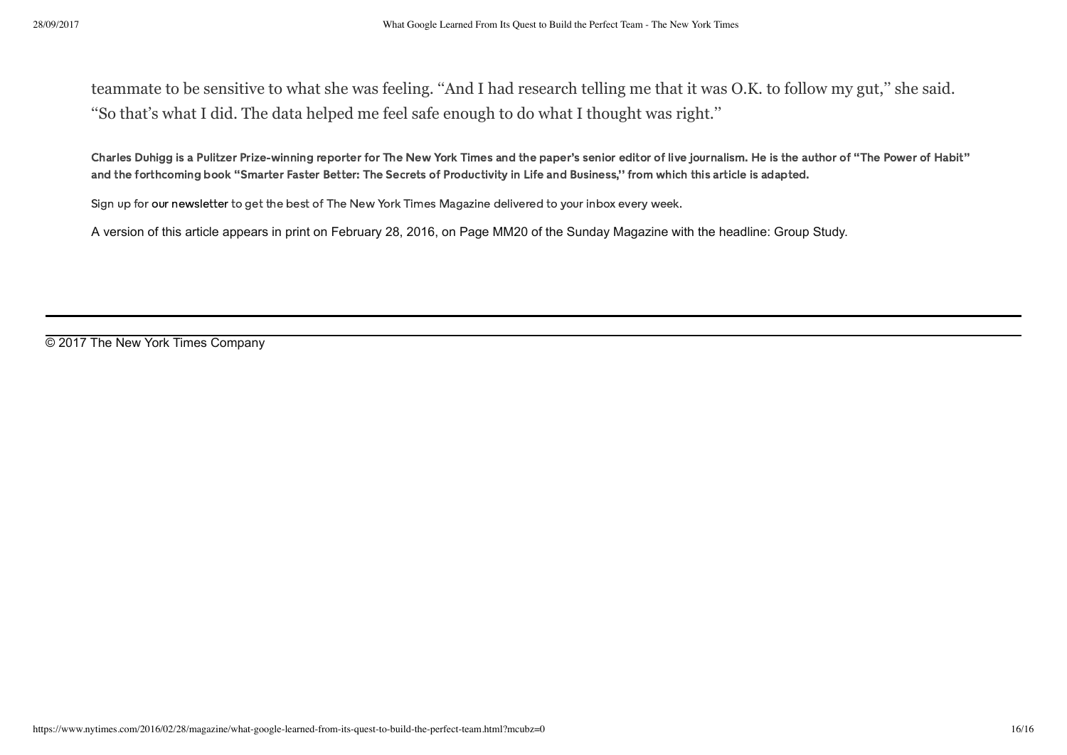teammate to be sensitive to what she was feeling. "And I had research telling me that it was O.K. to follow my gut," she said. "So that's what I did. The data helped me feel safe enough to do what I thought was right."

**Charles Duhigg is a Pulitzer Prize-winning reporter for The New York Times and the paper's senior editor of live journalism. He is the author of "The Power of Habit" and the forthcoming book "Smarter Faster Better: The Secrets of Productivity in Life and Business," from which this article is adapted.**

Sign up for our newsletter to get the best of The New York Times Magazine delivered to your inbox every week.

A version of this article appears in print on February 28, 2016, on Page MM20 of the Sunday Magazine with the headline: Group Study.

© 2017 The New York Times Company